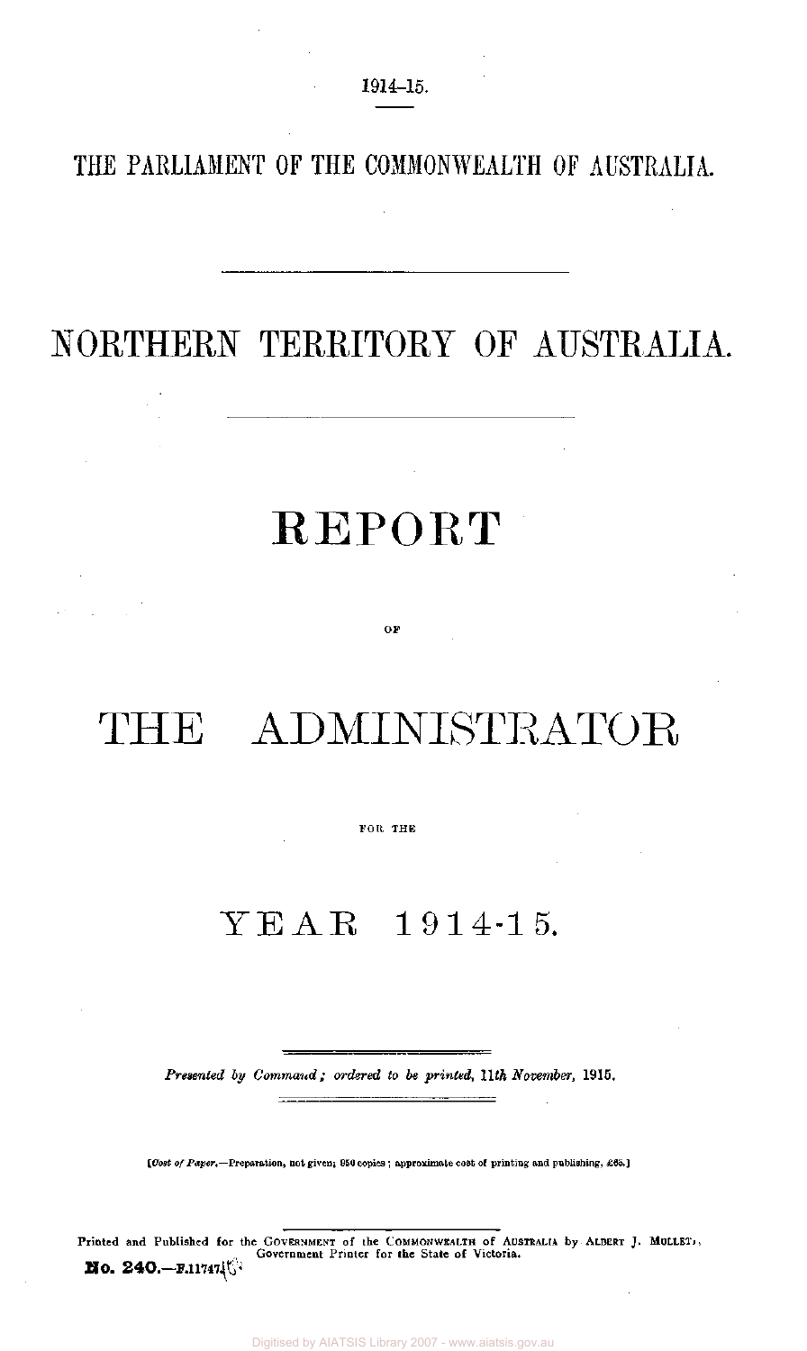1914–15.

THE PARLIAMENT OF THE COMMONWEALTH OF AUSTRALIA.

# NORTHERN TERRITORY OF AUSTRALIA.

# REPORT

OF

# THE ADMINISTRATOR

FOR THE

# YEAR 1914-15.

*Presented by Command; ordered to be printed, 11th November, 1915.*

[*Cost of Paper.*—Preparation, not given; 850 copies; approximate cost of printing and publishing, £65.]

Printed and Published for the GOVERNMENT of the COMMONWEALTH of AUSTRALIA by ALBERT J. MULLETT, Government Printer for the State of Victoria.

**No. 240.**—F.11747/15.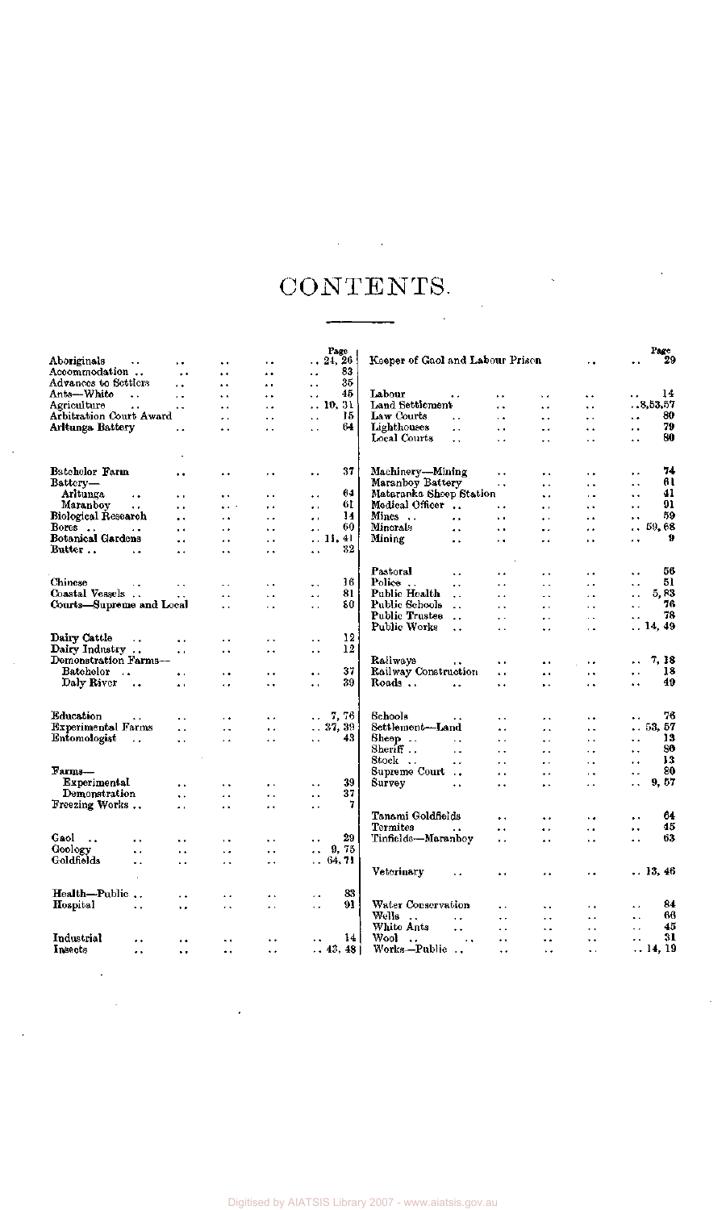# CONTENTS.

| | Page |
|---|---|
| Aboriginals | 24, 26 |
| Accommodation | 83 |
| Advances to Settlers | 35 |
| Ants—White | 45 |
| Agriculture | 10, 31 |
| Arbitration Court Award | 15 |
| Arltunga Battery | 64 |
| | |
| Batchelor Farm | 37 |
| Battery— | |
| Arltunga | 64 |
| Maranboy | 61 |
| Biological Research | 14 |
| Bores | 60 |
| Botanical Gardens | 11, 41 |
| Butter | 32 |
| | |
| Chinese | 16 |
| Coastal Vessels | 81 |
| Courts—Supreme and Local | 80 |
| | |
| Dairy Cattle | 12 |
| Dairy Industry | 12 |
| Demonstration Farms— | |
| Batchelor | 37 |
| Daly River | 39 |
| | |
| Education | 7, 76 |
| Experimental Farms | 37, 39 |
| Entomologist | 43 |
| | |
| Farms— | |
| Experimental | 39 |
| Demonstration | 37 |
| Freezing Works | 7 |
| | |
| Gaol | 29 |
| Geology | 9, 75 |
| Goldfields | 64, 71 |
| | |
| Health—Public | 83 |
| Hospital | 91 |
| | |
| Industrial | 14 |
| Insects | 43, 48 |
| | |
| Keeper of Gaol and Labour Prison | 29 |
| | |
| Labour | 14 |
| Land Settlement | 8, 53, 57 |
| Law Courts | 80 |
| Lighthouses | 79 |
| Local Courts | 80 |
| | |
| Machinery—Mining | 74 |
| Maranboy Battery | 61 |
| Mataranka Sheep Station | 41 |
| Medical Officer | 91 |
| Mines | 59 |
| Minerals | 59, 68 |
| Mining | 9 |
| | |
| Pastoral | 56 |
| Police | 51 |
| Public Health | 5, 83 |
| Public Schools | 76 |
| Public Trustee | 78 |
| Public Works | 14, 49 |
| | |
| Railways | 7, 18 |
| Railway Construction | 18 |
| Roads | 49 |
| | |
| Schools | 76 |
| Settlement—Land | 53, 57 |
| Sheep | 13 |
| Sheriff | 80 |
| Stock | 13 |
| Supreme Court | 80 |
| Survey | 9, 57 |
| | |
| Tanami Goldfields | 64 |
| Termites | 45 |
| Tinfields—Maranboy | 63 |
| | |
| Veterinary | 13, 46 |
| | |
| Water Conservation | 84 |
| Wells | 60 |
| White Ants | 45 |
| Wool | 31 |
| Works—Public | 14, 19 |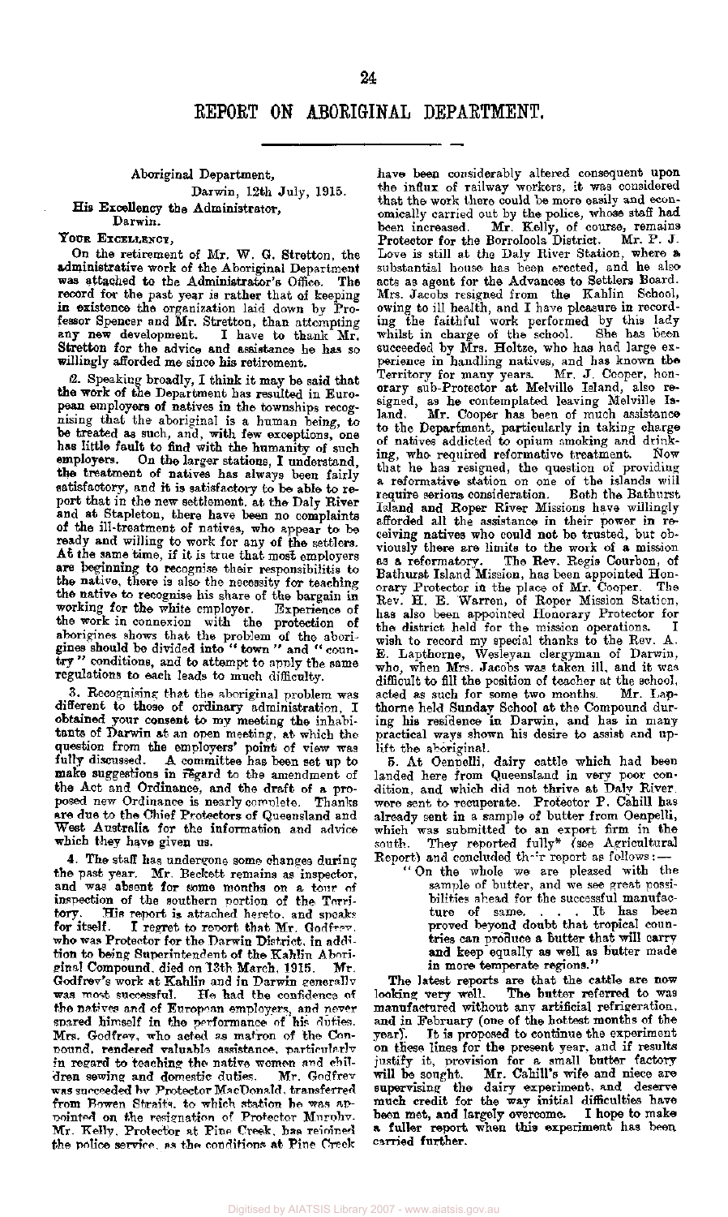# REPORT ON ABORIGINAL DEPARTMENT.

Aboriginal Department,
Darwin, 12th July, 1915.

His Excellency the Administrator,
Darwin.

YOUR EXCELLENCY,

On the retirement of Mr. W. G. Stretton, the administrative work of the Aboriginal Department was attached to the Administrator's Office. The record for the past year is rather that of keeping in existence the organization laid down by Professor Spencer and Mr. Stretton, than attempting any new development. I have to thank Mr. Stretton for the advice and assistance he has so willingly afforded me since his retirement.

2. Speaking broadly, I think it may be said that the work of the Department has resulted in European employers of natives in the townships recognising that the aboriginal is a human being, to be treated as such, and, with few exceptions, one has little fault to find with the humanity of such employers. On the larger stations, I understand, the treatment of natives has always been fairly satisfactory, and it is satisfactory to be able to report that in the new settlement, at the Daly River and at Stapleton, there have been no complaints of the ill-treatment of natives, who appear to be ready and willing to work for any of the settlers. At the same time, if it is true that most employers are beginning to recognise their responsibilities to the native, there is also the necessity for teaching the native to recognise his share of the bargain in working for the white employer. Experience of the work in connexion with the protection of aborigines shows that the problem of the aborigines should be divided into "town" and "country" conditions, and to attempt to apply the same regulations to each leads to much difficulty.

3. Recognising that the aboriginal problem was different to those of ordinary administration, I obtained your consent to my meeting the inhabitants of Darwin at an open meeting, at which the question from the employers' point of view was fully discussed. A committee has been set up to make suggestions in regard to the amendment of the Act and Ordinance, and the draft of a proposed new Ordinance is nearly complete. Thanks are due to the Chief Protectors of Queensland and West Australia for the information and advice which they have given us.

4. The staff has undergone some changes during the past year. Mr. Beckett remains as inspector, and was absent for some months on a tour of inspection of the southern portion of the Territory. His report is attached hereto, and speaks for itself. I regret to report that Mr. Godfrey, who was Protector for the Darwin District, in addition to being Superintendent of the Kahlin Aboriginal Compound, died on 13th March, 1915. Mr. Godfrey's work at Kahlin and in Darwin generally was most successful. He had the confidence of the natives and of European employers, and never spared himself in the performance of his duties. Mrs. Godfrey, who acted as matron of the Compound, rendered valuable assistance, particularly in regard to teaching the native women and children sewing and domestic duties. Mr. Godfrey was succeeded by Protector MacDonald, transferred from Bowen Straits, to which station he was appointed on the resignation of Protector Murphy. Mr. Kelly, Protector at Pine Creek, has rejoined the police service, as the conditions at Pine Creek have been considerably altered consequent upon the influx of railway workers, it was considered that the work there could be more easily and economically carried out by the police, whose staff had been increased. Mr. Kelly, of course, remains Protector for the Borroloola District. Mr. P. J. Love is still at the Daly River Station, where a substantial house has been erected, and he also acts as agent for the Advances to Settlers Board. Mrs. Jacobs resigned from the Kahlin School, owing to ill health, and I have pleasure in recording the faithful work performed by this lady whilst in charge of the school. She has been succeeded by Mrs. Holtze, who has had large experience in handling natives, and has known the Territory for many years. Mr. J. Cooper, honorary sub-Protector at Melville Island, also resigned, as he contemplated leaving Melville Island. Mr. Cooper has been of much assistance to the Department, particularly in taking charge of natives addicted to opium smoking and drinking, who required reformative treatment. Now that he has resigned, the question of providing a reformative station on one of the islands will require serious consideration. Both the Bathurst Island and Roper River Missions have willingly afforded all the assistance in their power in receiving natives who could not be trusted, but obviously there are limits to the work of a mission as a reformatory. The Rev. Regis Courbon, of Bathurst Island Mission, has been appointed Honorary Protector in the place of Mr. Cooper. The Rev. H. E. Warren, of Roper Mission Station, has also been appointed Honorary Protector for the district held for the mission operations. I wish to record my special thanks to the Rev. A. E. Lapthorne, Wesleyan clergyman of Darwin, who, when Mrs. Jacobs was taken ill, and it was difficult to fill the position of teacher at the school, acted as such for some two months. Mr. Lapthorne held Sunday School at the Compound during his residence in Darwin, and has in many practical ways shown his desire to assist and uplift the aboriginal.

5. At Oenpelli, dairy cattle which had been landed here from Queensland in very poor condition, and which did not thrive at Daly River, were sent to recuperate. Protector P. Cahill has already sent in a sample of butter from Oenpelli, which was submitted to an export firm in the south. They reported fully* (see Agricultural Report) and concluded their report as follows:—

> "On the whole we are pleased with the sample of butter, and we see great possibilities ahead for the successful manufacture of same. . . . It has been proved beyond doubt that tropical countries can produce a butter that will carry and keep equally as well as butter made in more temperate regions."

The latest reports are that the cattle are now looking very well. The butter referred to was manufactured without any artificial refrigeration, and in February (one of the hottest months of the year). It is proposed to continue the experiment on these lines for the present year, and if results justify it, provision for a small butter factory will be sought. Mr. Cahill's wife and niece are supervising the dairy experiment, and deserve much credit for the way initial difficulties have been met, and largely overcome. I hope to make a fuller report when this experiment has been carried further.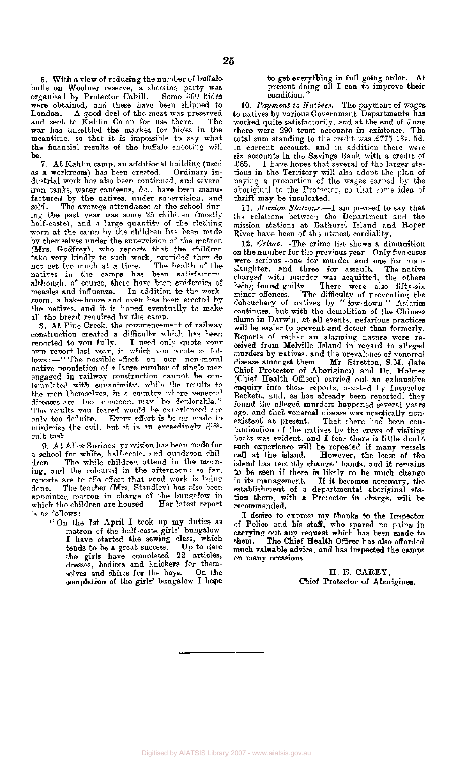6. With a view of reducing the number of buffalo bulls on Woolner reserve, a shooting party was organised by Protector Cahill. Some 360 hides were obtained, and these have been shipped to London. A good deal of the meat was preserved and sent to Kahlin Camp for use there. The war has unsettled the market for hides in the meantime, so that it is impossible to say what the financial results of the buffalo shooting will be.

7. At Kahlin camp, an additional building (used as a workroom) has been erected. Ordinary industrial work has also been continued, and several iron tanks, water canteens, &c., have been manufactured by the natives, under supervision, and sold. The average attendance at the school during the past year was some 25 children (mostly half-caste), and a large quantity of the clothing worn at the camp by the children has been made by themselves under the supervision of the matron (Mrs. Godfrey), who reports that the children take very kindly to such work, provided they do not get too much at a time. The health of the natives in the camps has been satisfactory, although, of course, there have been epidemics of measles and influenza. In addition to the workroom, a bake-house and oven has been erected by the natives, and it is hoped eventually to make all the bread required by the camp.

8. At Pine Creek, the commencement of railway construction created a difficulty which has been reported to you fully. I need only quote your own report last year, in which you wrote as follows:—"The possible effect on our non-moral native population of a large number of single men engaged in railway construction cannot be contemplated with equanimity, while the results to the men themselves, in a country where venereal diseases are too common, may be deplorable." The results you feared would be experienced are only too definite. Every effort is being made to minimise the evil, but it is an exceedingly difficult task.

9. At Alice Springs, provision has been made for a school for white, half-caste, and quadroon children. The white children attend in the morning, and the coloured in the afternoon; so far, reports are to the effect that good work is being done. The teacher (Mrs. Standley) has also been appointed matron in charge of the bungalow in which the children are housed. Her latest report is as follows:—

> "On the 1st April I took up my duties as matron of the half-caste girls' bungalow. I have started the sewing class, which tends to be a great success. Up to date the girls have completed 22 articles, dresses, bodices and knickers for themselves and shirts for the boys. On the completion of the girls' bungalow I hope to get everything in full going order. At present doing all I can to improve their condition."

10. *Payment to Natives.*—The payment of wages to natives by various Government Departments has worked quite satisfactorily, and at the end of June there were 290 trust accounts in existence. The total sum standing to the credit was £775 13s. 5d. in current account, and in addition there were six accounts in the Savings Bank with a credit of £85. I have hopes that several of the larger stations in the Territory will also adopt the plan of paying a proportion of the wages earned by the aboriginal to the Protector, so that some idea of thrift may be inculcated.

11. *Mission Stations.*—I am pleased to say that the relations between the Department and the mission stations at Bathurst Island and Roper River have been of the utmost cordiality.

12. *Crime.*—The crime list shows a dimunition on the number for the previous year. Only five cases were serious—one for murder and one for manslaughter, and three for assault. The native charged with murder was acquitted, the others being found guilty. There were also fifty-six minor offences. The difficulty of preventing the debauchery of natives by "low-down" Asiatics continues, but with the demolition of the Chinese slums in Darwin, at all events, nefarious practices will be easier to prevent and detect than formerly. Reports of rather an alarming nature were received from Melville Island in regard to alleged murders by natives, and the prevalence of venereal disease amongst them. Mr. Stretton, S.M. (late Chief Protector of Aborigines) and Dr. Holmes (Chief Health Officer) carried out an exhaustive enquiry into these reports, assisted by Inspector Beckett, and, as has already been reported, they found the alleged murders happened several years ago, and that venereal disease was practically non-existent at present. That there had been contamination of the natives by the crews of visiting boats was evident, and I fear there is little doubt such experience will be repeated if many vessels call at the island. However, the lease of the island has recently changed hands, and it remains to be seen if there is likely to be much change in its management. If it becomes necessary, the establishment of a departmental aboriginal station there, with a Protector in charge, will be recommended.

I desire to express my thanks to the Inspector of Police and his staff, who spared no pains in carrying out any request which has been made to them. The Chief Health Officer has also afforded much valuable advice, and has inspected the camps on many occasions.

H. E. CAREY,
Chief Protector of Aborigines.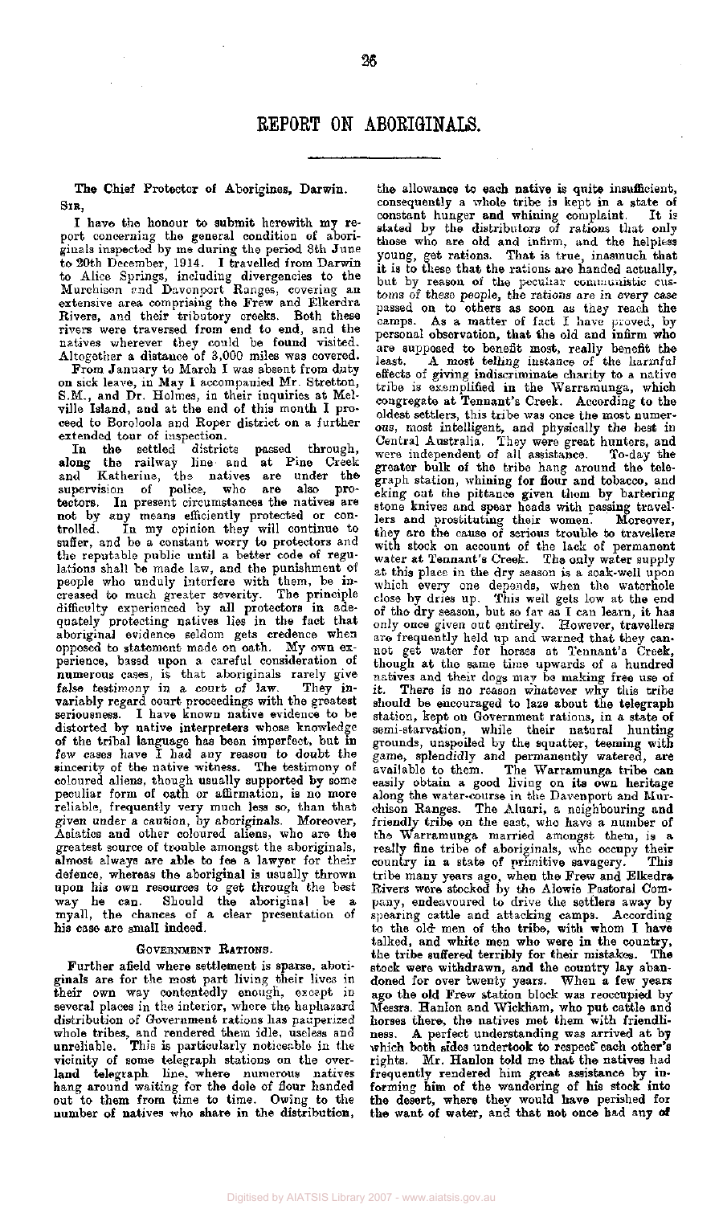# REPORT ON ABORIGINALS.

The Chief Protector of Aborigines, Darwin.

SIR,

I have the honour to submit herewith my report concerning the general condition of aboriginals inspected by me during the period 8th June to 20th December, 1914. I travelled from Darwin to Alice Springs, including divergencies to the Murchison and Davenport Ranges, covering an extensive area comprising the Frew and Elkerdra Rivers, and their tributory creeks. Both these rivers were traversed from end to end, and the natives wherever they could be found visited. Altogether a distance of 3,000 miles was covered.

From January to March I was absent from duty on sick leave, in May I accompanied Mr. Stretton, S.M., and Dr. Holmes, in their inquiries at Melville Island, and at the end of this month I proceed to Boroloola and Roper district on a further extended tour of inspection.

In the settled districts passed through, along the railway line and at Pine Creek and Katherine, the natives are under the supervision of police, who are also protectors. In present circumstances the natives are not by any means efficiently protected or controlled. In my opinion they will continue to suffer, and be a constant worry to protectors and the reputable public until a better code of regulations shall be made law, and the punishment of people who unduly interfere with them, be increased to much greater severity. The principle difficulty experienced by all protectors in adequately protecting natives lies in the fact that aboriginal evidence seldom gets credence when opposed to statement made on oath. My own experience, based upon a careful consideration of numerous cases, is that aboriginals rarely give false testimony in a court of law. They invariably regard court proceedings with the greatest seriousness. I have known native evidence to be distorted by native interpreters whose knowledge of the tribal language has been imperfect, but in few cases have I had any reason to doubt the sincerity of the native witness. The testimony of coloured aliens, though usually supported by some peculiar form of oath or affirmation, is no more reliable, frequently very much less so, than that given under a caution, by aboriginals. Moreover, Asiatics and other coloured aliens, who are the greatest source of trouble amongst the aboriginals, almost always are able to fee a lawyer for their defence, whereas the aboriginal is usually thrown upon his own resources to get through the best way he can. Should the aboriginal be a myall, the chances of a clear presentation of his case are small indeed.

## GOVERNMENT RATIONS.

Further afield where settlement is sparse, aboriginals are for the most part living their lives in their own way contentedly enough, except in several places in the interior, where the haphazard distribution of Government rations has pauperized whole tribes, and rendered them idle, useless and unreliable. This is particularly noticeable in the vicinity of some telegraph stations on the overland telegraph line, where numerous natives hang around waiting for the dole of flour handed out to them from time to time. Owing to the number of natives who share in the distribution, the allowance to each native is quite insufficient, consequently a whole tribe is kept in a state of constant hunger and whining complaint. It is stated by the distributors of rations that only those who are old and infirm, and the helpless young, get rations. That is true, inasmuch that it is to these that the rations are handed actually, but by reason of the peculiar communistic customs of these people, the rations are in every case passed on to others as soon as they reach the camps. As a matter of fact I have proved, by personal observation, that the old and infirm who are supposed to benefit most, really benefit the least. A most telling instance of the harmful effects of giving indiscriminate charity to a native tribe is exemplified in the Warramunga, which congregate at Tennant's Creek. According to the oldest settlers, this tribe was once the most numerous, most intelligent, and physically the best in Central Australia. They were great hunters, and were independent of all assistance. To-day the greater bulk of the tribe hang around the telegraph station, whining for flour and tobacco, and eking out the pittance given them by bartering stone knives and spear heads with passing travellers and prostituting their women. Moreover, they are the cause of serious trouble to travellers with stock on account of the lack of permanent water at Tennant's Creek. The only water supply at this place in the dry season is a soak-well upon which every one depends, when the waterhole close by dries up. This well gets low at the end of the dry season, but so far as I can learn, it has only once given out entirely. However, travellers are frequently held up and warned that they cannot get water for horses at Tennant's Creek, though at the same time upwards of a hundred natives and their dogs may be making free use of it. There is no reason whatever why this tribe should be encouraged to laze about the telegraph station, kept on Government rations, in a state of semi-starvation, while their natural hunting grounds, unspoiled by the squatter, teeming with game, splendidly and permanently watered, are available to them. The Warramunga tribe can easily obtain a good living on its own heritage along the water-course in the Davenport and Murchison Ranges. The Aluari, a neighbouring and friendly tribe on the east, who have a number of the Warramunga married amongst them, is a really fine tribe of aboriginals, who occupy their country in a state of primitive savagery. This tribe many years ago, when the Frew and Elkedra Rivers were stocked by the Alowie Pastoral Company, endeavoured to drive the settlers away by spearing cattle and attacking camps. According to the old men of the tribe, with whom I have talked, and white men who were in the country, the tribe suffered terribly for their mistakes. The stock were withdrawn, and the country lay abandoned for over twenty years. When a few years ago the old Frew station block was reoccupied by Messrs. Hanlon and Wickham, who put cattle and horses there, the natives met them with friendliness. A perfect understanding was arrived at by which both sides undertook to respect each other's rights. Mr. Hanlon told me that the natives had frequently rendered him great assistance by informing him of the wandering of his stock into the desert, where they would have perished for the want of water, and that not once had any of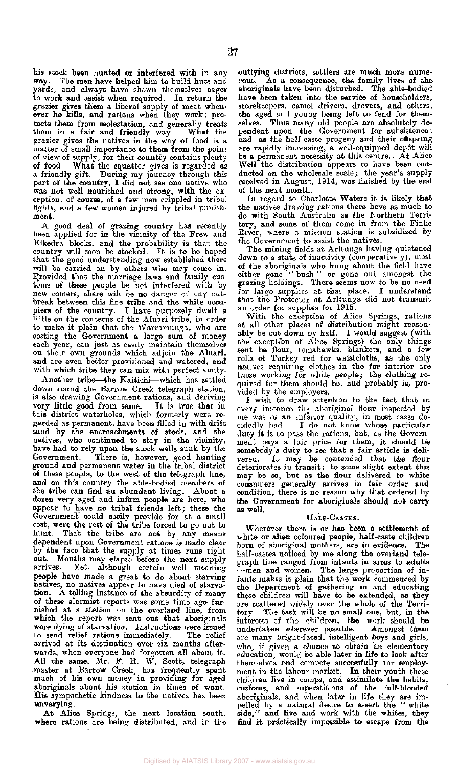his stock been hunted or interfered with in any way. The men have helped him to build huts and yards, and always have shown themselves eager to work and assist when required. In return the grazier gives them a liberal supply of meat whenever he kills, and rations when they work; protects them from molestation, and generally treats them in a fair and friendly way. What the grazier gives the natives in the way of food is a matter of small importance to them from the point of view of supply, for their country contains plenty of food. What the squatter gives is regarded as a friendly gift. During my journey through this part of the country, I did not see one native who was not well nourished and strong, with the exception, of course, of a few men crippled in tribal fights, and a few women injured by tribal punishment.

A good deal of grazing country has recently been applied for in the vicinity of the Frew and Elkedra blocks, and the probability is that the country will soon be stocked. It is to be hoped that the good understanding now established there will be carried on by others who may come in. Provided that the marriage laws and family customs of these people be not interfered with by new comers, there will be no danger of any outbreak between this fine tribe and the white occupiers of the country. I have purposely dwelt a little on the concerns of the Aluari tribe, in order to make it plain that the Warramunga, who are costing the Government a large sum of money each year, can just as easily maintain themselves on their own grounds which adjoin the Aluari, and are even better provisioned and watered, and with which tribe they can mix with perfect amity.

Another tribe—the Kaitichi—which has settled down round the Barrow Creek telegraph station, is also drawing Government rations, and deriving very little good from same. It is true that in this district waterholes, which formerly were regarded as permanent, have been filled in with drift sand by the encroachments of stock, and the natives, who continued to stay in the vicinity, have had to rely upon the stock wells sunk by the Government. There is, however, good hunting ground and permanent water in the tribal district of these people, to the west of the telegraph line, and on this country the able-bodied members of the tribe can find an abundant living. About a dozen very aged and infirm people are here, who appear to have no tribal friends left; these the Government could easily provide for at a small cost, were the rest of the tribe forced to go out to hunt. That the tribe are not by any means dependent upon Government rations is made clear by the fact that the supply at times runs right out. Months may elapse before the next supply arrives. Yet, although certain well meaning people have made a great to do about starving natives, no natives appear to have died of starvation. A telling instance of the absurdity of many of these alarmist reports was some time ago furnished at a station on the overland line, from which the report was sent out that aboriginals were dying of starvation. Instructions were issued to send relief rations immediately. The relief arrived at its destination over six months afterwards, when everyone had forgotten all about it. All the same, Mr. F. R. W. Scott, telegraph master at Barrow Creek, has frequently spent much of his own money in providing for aged aboriginals about his station in times of want. His sympathetic kindness to the natives has been unvarying.

At Alice Springs, the next location south, where rations are being distributed, and in the outlying districts, settlers are much more numerous. As a consequence, the family lives of the aboriginals have been disturbed. The able-bodied have been taken into the service of householders, storekeepers, camel drivers, drovers, and others, the aged and young being left to fend for themselves. Thus many old people are absolutely dependent upon the Government for subsistence; and, as the half-caste progeny and their offspring are rapidly increasing, a well-equipped depôt will be a permanent necessity at this centre. At Alice Well the distribution appears to have been conducted on the wholesale scale; the year's supply received in August, 1914, was finished by the end of the next month.

In regard to Charlotte Waters it is likely that the natives drawing rations there have as much to do with South Australia as the Northern Territory, and some of them come in from the Finke River, where a mission station is subsidized by the Government to assist the natives.

The mining fields at Arltunga having quietened down to a state of inactivity (comparatively), most of the aboriginals who hung about the field have either gone "bush" or gone out amongst the grazing holdings. There seems now to be no need for large supplies at that place. I understand that the Protector at Arltunga did not transmit an order for supplies for 1915.

With the exception of Alice Springs, rations at all other places of distribution might reasonably be cut down by half. I would suggest (with the exception of Alice Springs) the only things sent be flour, tomahawks, blankets, and a few rolls of Turkey red for waistcloths, as the only natives requiring clothes in the far interior are those working for white people; the clothing required for them should be, and probably is, provided by the employers.

I wish to draw attention to the fact that in every instance the aboriginal flour inspected by me was of an inferior quality, in most cases decidedly bad. I do not know whose particular duty it is to pass the rations, but, as the Government pays a fair price for them, it should be somebody's duty to see that a fair article is delivered. It may be contended that the flour deteriorates in transit; to some slight extent this may be so, but as the flour delivered to white consumers generally arrives in fair order and condition, there is no reason why that ordered by the Government for aboriginals should not carry as well.

## Half-Castes.

Wherever there is or has been a settlement of white or alien coloured people, half-caste children born of aboriginal mothers, are in evidence. The half-castes noticed by me along the overland telegraph line ranged from infants in arms to adults—men and women. The large proportion of infants makes it plain that the work commenced by the Department of gathering in and educating these children will have to be extended, as they are scattered widely over the whole of the Territory. The task will be no small one, but, in the interests of the children, the work should be undertaken wherever possible. Amongst them are many bright-faced, intelligent boys and girls, who, if given a chance to obtain an elementary education, would be able later in life to look after themselves and compete successfully for employment in the labour market. In their youth these children live in camps, and assimilate the habits, customs, and superstitions of the full-blooded aboriginals, and when later in life they are impelled by a natural desire to assert the "white side," and live and work with the whites, they find it practically impossible to escape from the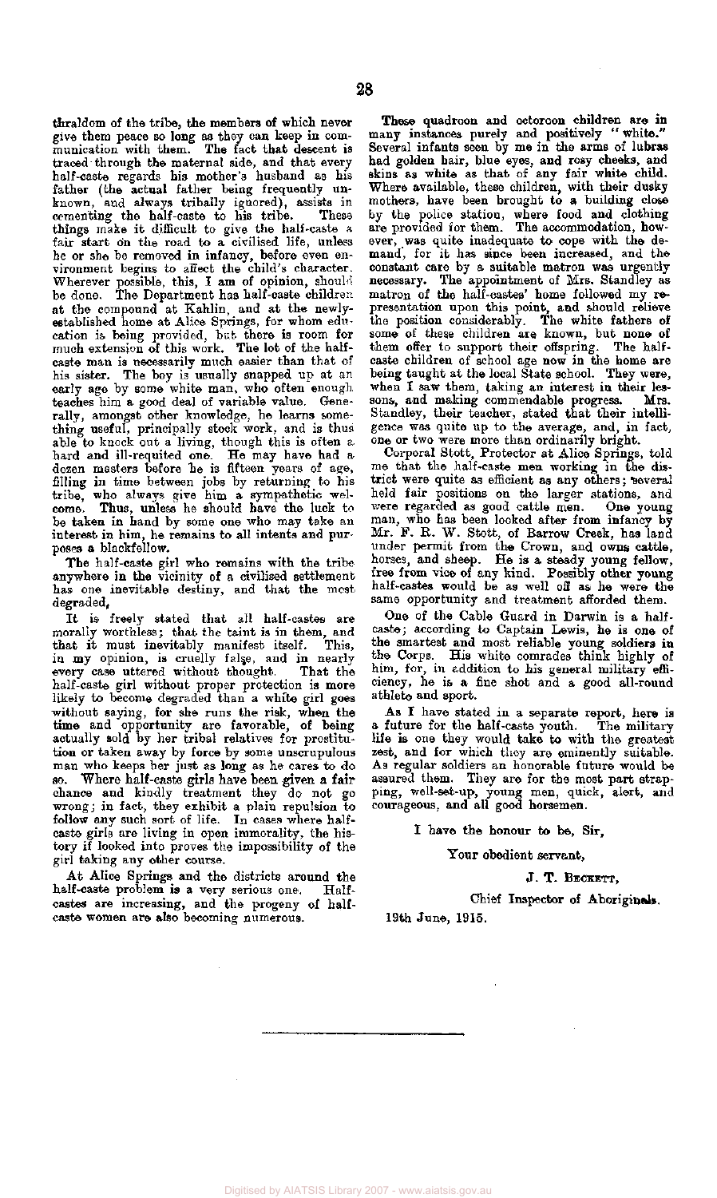thraldom of the tribe, the members of which never give them peace so long as they can keep in communication with them. The fact that descent is traced through the maternal side, and that every half-caste regards his mother's husband as his father (the actual father being frequently unknown, and always tribally ignored), assists in cementing the half-caste to his tribe. These things make it difficult to give the half-caste a fair start on the road to a civilised life, unless he or she be removed in infancy, before even environment begins to affect the child's character. Wherever possible, this, I am of opinion, should be done. The Department has half-caste children at the compound at Kahlin, and at the newly-established home at Alice Springs, for whom education is being provided, but there is room for much extension of this work. The lot of the half-caste man is necessarily much easier than that of his sister. The boy is usually snapped up at an early age by some white man, who often enough teaches him a good deal of variable value. Generally, amongst other knowledge, he learns something useful, principally stock work, and is thus able to knock out a living, though this is often a hard and ill-requited one. He may have had a dozen masters before he is fifteen years of age, filling in time between jobs by returning to his tribe, who always give him a sympathetic welcome. Thus, unless he should have the luck to be taken in hand by some one who may take an interest in him, he remains to all intents and purposes a blackfellow.

The half-caste girl who remains with the tribe anywhere in the vicinity of a civilised settlement has one inevitable destiny, and that the most degraded.

It is freely stated that all half-castes are morally worthless; that the taint is in them, and that it must inevitably manifest itself. This, in my opinion, is cruelly false, and in nearly every case uttered without thought. That the half-caste girl without proper protection is more likely to become degraded than a white girl goes without saying, for she runs the risk, when the time and opportunity are favorable, of being actually sold by her tribal relatives for prostitution or taken away by force by some unscrupulous man who keeps her just as long as he cares to do so. Where half-caste girls have been given a fair chance and kindly treatment they do not go wrong; in fact, they exhibit a plain repulsion to follow any such sort of life. In cases where half-caste girls are living in open immorality, the history if looked into proves the impossibility of the girl taking any other course.

At Alice Springs and the districts around the half-caste problem is a very serious one. Half-castes are increasing, and the progeny of half-caste women are also becoming numerous.

These quadroon and octoroon children are in many instances purely and positively "white." Several infants seen by me in the arms of lubras had golden hair, blue eyes, and rosy cheeks, and skins as white as that of any fair white child. Where available, these children, with their dusky mothers, have been brought to a building close by the police station, where food and clothing are provided for them. The accommodation, however, was quite inadequate to cope with the demand, for it has since been increased, and the constant care by a suitable matron was urgently necessary. The appointment of Mrs. Standley as matron of the half-castes' home followed my representation upon this point, and should relieve the position considerably. The white fathers of some of these children are known, but none of them offer to support their offspring. The half-caste children of school age now in the home are being taught at the local State school. They were, when I saw them, taking an interest in their lessons, and making commendable progress. Mrs. Standley, their teacher, stated that their intelligence was quite up to the average, and, in fact, one or two were more than ordinarily bright.

Corporal Stott, Protector at Alice Springs, told me that the half-caste men working in the district were quite as efficient as any others; several held fair positions on the larger stations, and were regarded as good cattle men. One young man, who has been looked after from infancy by Mr. F. R. W. Stott, of Barrow Creek, has land under permit from the Crown, and owns cattle, horses, and sheep. He is a steady young fellow, free from vice of any kind. Possibly other young half-castes would be as well off as he were the same opportunity and treatment afforded them.

One of the Cable Guard in Darwin is a half-caste; according to Captain Lewis, he is one of the smartest and most reliable young soldiers in the Corps. His white comrades think highly of him, for, in addition to his general military efficiency, he is a fine shot and a good all-round athlete and sport.

As I have stated in a separate report, here is a future for the half-caste youth. The military life is one they would take to with the greatest zest, and for which they are eminently suitable. As regular soldiers an honorable future would be assured them. They are for the most part strapping, well-set-up, young men, quick, alert, and courageous, and all good horsemen.

I have the honour to be, Sir,

Your obedient servant,

J. T. Beckett,

Chief Inspector of Aboriginals.

19th June, 1915.